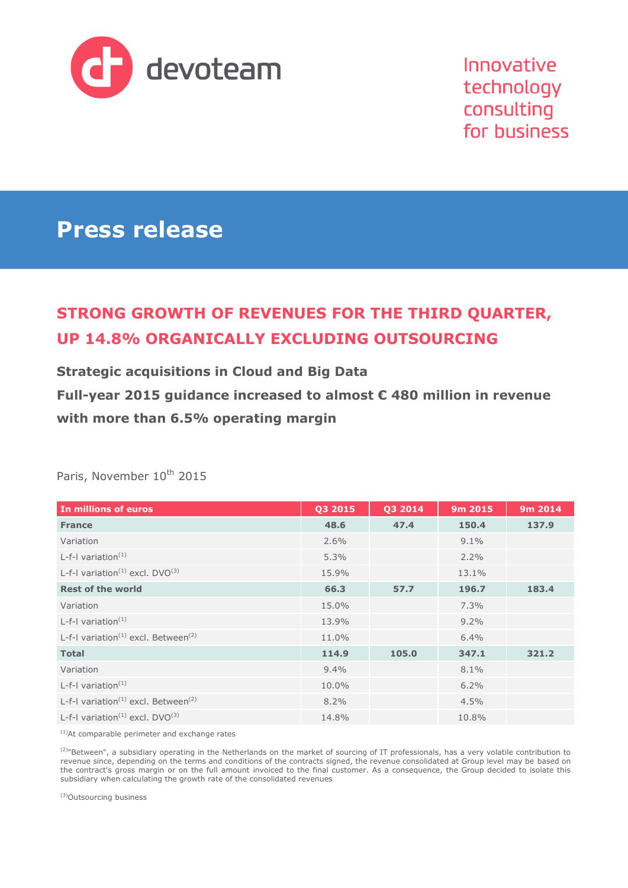devoteam

Innovative technology consulting for business

# Press release

## STRONG GROWTH OF REVENUES FOR THE THIRD QUARTER, UP 14.8% ORGANICALLY EXCLUDING OUTSOURCING

### Strategic acquisitions in Cloud and Big Data

### Full-year 2015 guidance increased to almost € 480 million in revenue with more than 6.5% operating margin

Paris, November 10th 2015

| In millions of euros | Q3 2015 | Q3 2014 | 9m 2015 | 9m 2014 |
|---|---|---|---|---|
| **France** | **48.6** | **47.4** | **150.4** | **137.9** |
| Variation | 2.6% | | 9.1% | |
| L-f-l variation(1) | 5.3% | | 2.2% | |
| L-f-l variation(1) excl. DVO(3) | 15.9% | | 13.1% | |
| **Rest of the world** | **66.3** | **57.7** | **196.7** | **183.4** |
| Variation | 15.0% | | 7.3% | |
| L-f-l variation(1) | 13.9% | | 9.2% | |
| L-f-l variation(1) excl. Between(2) | 11.0% | | 6.4% | |
| **Total** | **114.9** | **105.0** | **347.1** | **321.2** |
| Variation | 9.4% | | 8.1% | |
| L-f-l variation(1) | 10.0% | | 6.2% | |
| L-f-l variation(1) excl. Between(2) | 8.2% | | 4.5% | |
| L-f-l variation(1) excl. DVO(3) | 14.8% | | 10.8% | |

(1) At comparable perimeter and exchange rates

(2) "Between", a subsidiary operating in the Netherlands on the market of sourcing of IT professionals, has a very volatile contribution to revenue since, depending on the terms and conditions of the contracts signed, the revenue consolidated at Group level may be based on the contract's gross margin or on the full amount invoiced to the final customer. As a consequence, the Group decided to isolate this subsidiary when calculating the growth rate of the consolidated revenues

(3) Outsourcing business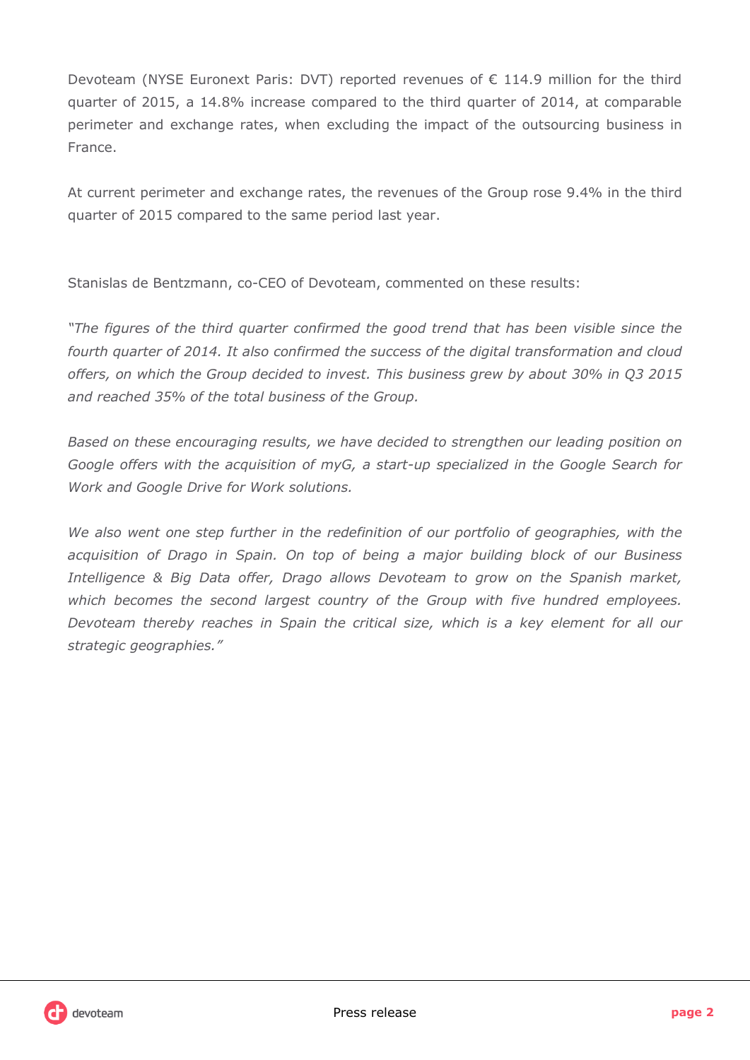Devoteam (NYSE Euronext Paris: DVT) reported revenues of € 114.9 million for the third quarter of 2015, a 14.8% increase compared to the third quarter of 2014, at comparable perimeter and exchange rates, when excluding the impact of the outsourcing business in France.

At current perimeter and exchange rates, the revenues of the Group rose 9.4% in the third quarter of 2015 compared to the same period last year.

Stanislas de Bentzmann, co-CEO of Devoteam, commented on these results:

*"The figures of the third quarter confirmed the good trend that has been visible since the fourth quarter of 2014. It also confirmed the success of the digital transformation and cloud offers, on which the Group decided to invest. This business grew by about 30% in Q3 2015 and reached 35% of the total business of the Group.*

*Based on these encouraging results, we have decided to strengthen our leading position on Google offers with the acquisition of myG, a start-up specialized in the Google Search for Work and Google Drive for Work solutions.*

*We also went one step further in the redefinition of our portfolio of geographies, with the acquisition of Drago in Spain. On top of being a major building block of our Business Intelligence & Big Data offer, Drago allows Devoteam to grow on the Spanish market, which becomes the second largest country of the Group with five hundred employees. Devoteam thereby reaches in Spain the critical size, which is a key element for all our strategic geographies."*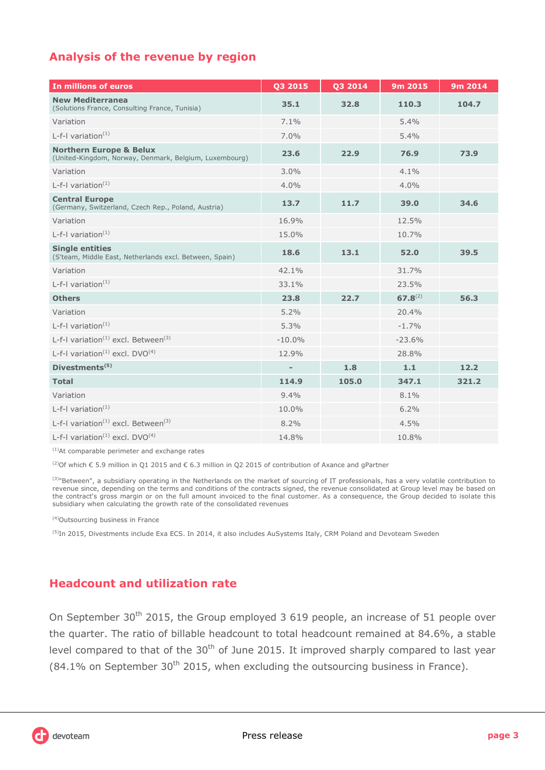## Analysis of the revenue by region

| In millions of euros | Q3 2015 | Q3 2014 | 9m 2015 | 9m 2014 |
|---|---|---|---|---|
| **New Mediterranea** (Solutions France, Consulting France, Tunisia) | **35.1** | **32.8** | **110.3** | **104.7** |
| Variation | 7.1% | | 5.4% | |
| L-f-l variation[1] | 7.0% | | 5.4% | |
| **Northern Europe & Belux** (United-Kingdom, Norway, Denmark, Belgium, Luxembourg) | **23.6** | **22.9** | **76.9** | **73.9** |
| Variation | 3.0% | | 4.1% | |
| L-f-l variation[1] | 4.0% | | 4.0% | |
| **Central Europe** (Germany, Switzerland, Czech Rep., Poland, Austria) | **13.7** | **11.7** | **39.0** | **34.6** |
| Variation | 16.9% | | 12.5% | |
| L-f-l variation[1] | 15.0% | | 10.7% | |
| **Single entities** (S'team, Middle East, Netherlands excl. Between, Spain) | **18.6** | **13.1** | **52.0** | **39.5** |
| Variation | 42.1% | | 31.7% | |
| L-f-l variation[1] | 33.1% | | 23.5% | |
| **Others** | **23.8** | **22.7** | **67.8**[2] | **56.3** |
| Variation | 5.2% | | 20.4% | |
| L-f-l variation[1] | 5.3% | | -1.7% | |
| L-f-l variation[1] excl. Between[3] | -10.0% | | -23.6% | |
| L-f-l variation[1] excl. DVO[4] | 12.9% | | 28.8% | |
| **Divestments[5]** | **-** | **1.8** | **1.1** | **12.2** |
| **Total** | **114.9** | **105.0** | **347.1** | **321.2** |
| Variation | 9.4% | | 8.1% | |
| L-f-l variation[1] | 10.0% | | 6.2% | |
| L-f-l variation[1] excl. Between[3] | 8.2% | | 4.5% | |
| L-f-l variation[1] excl. DVO[4] | 14.8% | | 10.8% | |

[1] At comparable perimeter and exchange rates

[2] Of which € 5.9 million in Q1 2015 and € 6.3 million in Q2 2015 of contribution of Axance and gPartner

[3] "Between", a subsidiary operating in the Netherlands on the market of sourcing of IT professionals, has a very volatile contribution to revenue since, depending on the terms and conditions of the contracts signed, the revenue consolidated at Group level may be based on the contract's gross margin or on the full amount invoiced to the final customer. As a consequence, the Group decided to isolate this subsidiary when calculating the growth rate of the consolidated revenues

[4] Outsourcing business in France

[5] In 2015, Divestments include Exa ECS. In 2014, it also includes AuSystems Italy, CRM Poland and Devoteam Sweden

## Headcount and utilization rate

On September 30th 2015, the Group employed 3 619 people, an increase of 51 people over the quarter. The ratio of billable headcount to total headcount remained at 84.6%, a stable level compared to that of the 30th of June 2015. It improved sharply compared to last year (84.1% on September 30th 2015, when excluding the outsourcing business in France).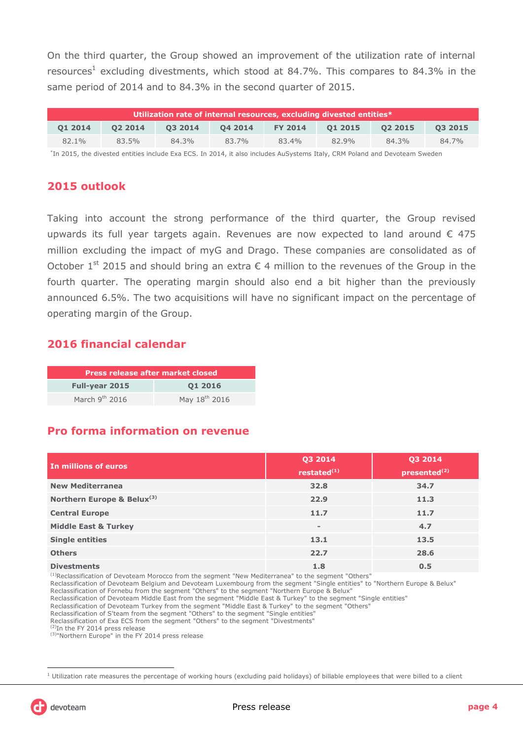On the third quarter, the Group showed an improvement of the utilization rate of internal resources[1] excluding divestments, which stood at 84.7%. This compares to 84.3% in the same period of 2014 and to 84.3% in the second quarter of 2015.

| Utilization rate of internal resources, excluding divested entities* | | | | | | | |
|---|---|---|---|---|---|---|---|
| Q1 2014 | Q2 2014 | Q3 2014 | Q4 2014 | FY 2014 | Q1 2015 | Q2 2015 | Q3 2015 |
| 82.1% | 83.5% | 84.3% | 83.7% | 83.4% | 82.9% | 84.3% | 84.7% |

*In 2015, the divested entities include Exa ECS. In 2014, it also includes AuSystems Italy, CRM Poland and Devoteam Sweden

## 2015 outlook

Taking into account the strong performance of the third quarter, the Group revised upwards its full year targets again. Revenues are now expected to land around € 475 million excluding the impact of myG and Drago. These companies are consolidated as of October 1st 2015 and should bring an extra € 4 million to the revenues of the Group in the fourth quarter. The operating margin should also end a bit higher than the previously announced 6.5%. The two acquisitions will have no significant impact on the percentage of operating margin of the Group.

## 2016 financial calendar

| Press release after market closed | |
|---|---|
| Full-year 2015 | Q1 2016 |
| March 9th 2016 | May 18th 2016 |

## Pro forma information on revenue

| In millions of euros | Q3 2014 restated(1) | Q3 2014 presented(2) |
|---|---|---|
| New Mediterranea | 32.8 | 34.7 |
| Northern Europe & Belux(3) | 22.9 | 11.3 |
| Central Europe | 11.7 | 11.7 |
| Middle East & Turkey | - | 4.7 |
| Single entities | 13.1 | 13.5 |
| Others | 22.7 | 28.6 |
| Divestments | 1.8 | 0.5 |

(1)Reclassification of Devoteam Morocco from the segment "New Mediterranea" to the segment "Others"
Reclassification of Devoteam Belgium and Devoteam Luxembourg from the segment "Single entities" to "Northern Europe & Belux"
Reclassification of Fornebu from the segment "Others" to the segment "Northern Europe & Belux"
Reclassification of Devoteam Middle East from the segment "Middle East & Turkey" to the segment "Single entities"
Reclassification of Devoteam Turkey from the segment "Middle East & Turkey" to the segment "Others"
Reclassification of S'team from the segment "Others" to the segment "Single entities"
Reclassification of Exa ECS from the segment "Others" to the segment "Divestments"
(2)In the FY 2014 press release
(3)"Northern Europe" in the FY 2014 press release

[1] Utilization rate measures the percentage of working hours (excluding paid holidays) of billable employees that were billed to a client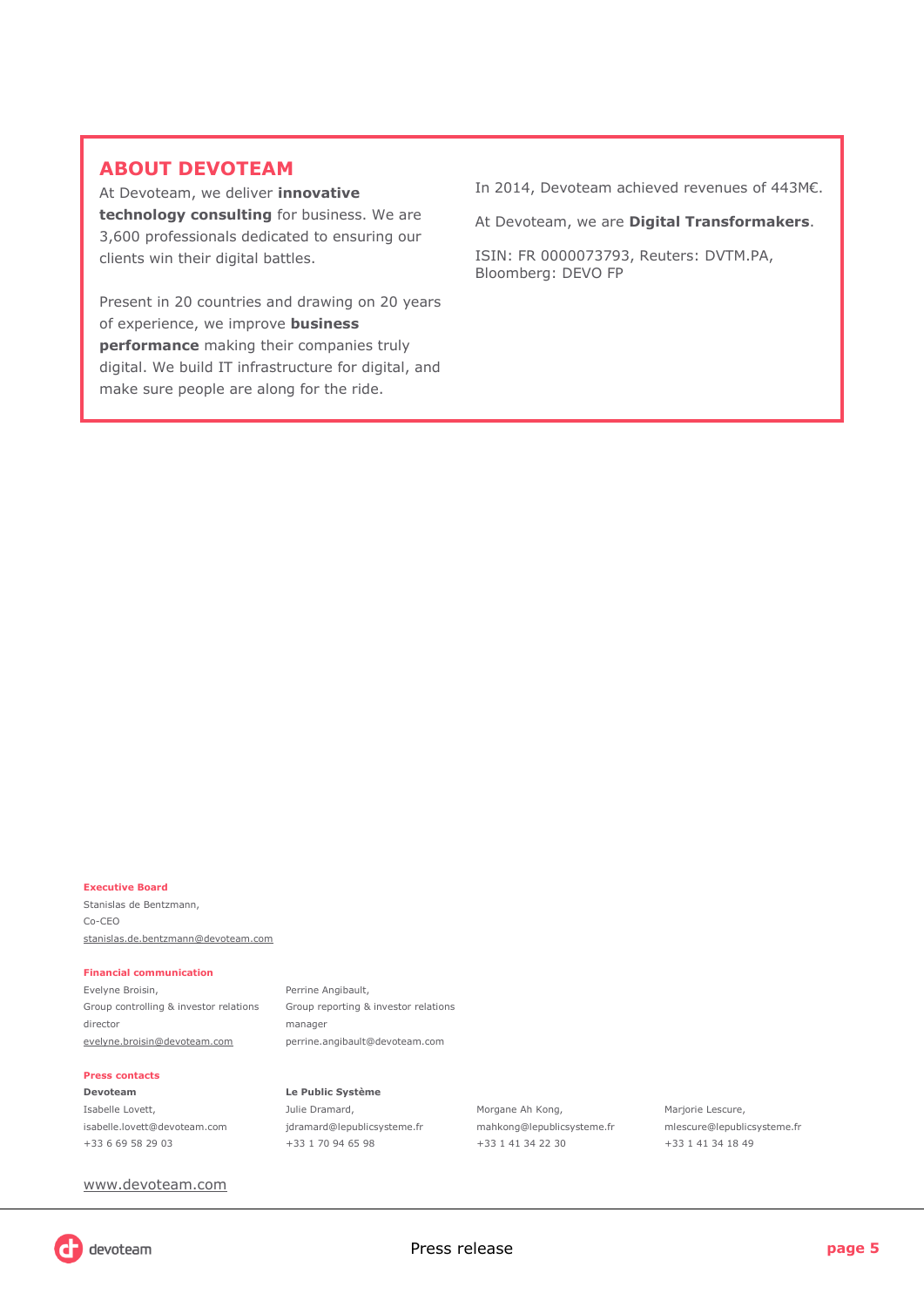## ABOUT DEVOTEAM

At Devoteam, we deliver **innovative technology consulting** for business. We are 3,600 professionals dedicated to ensuring our clients win their digital battles.

Present in 20 countries and drawing on 20 years of experience, we improve **business performance** making their companies truly digital. We build IT infrastructure for digital, and make sure people are along for the ride.

In 2014, Devoteam achieved revenues of 443M€.

At Devoteam, we are **Digital Transformakers**.

ISIN: FR 0000073793, Reuters: DVTM.PA, Bloomberg: DEVO FP

**Executive Board**

Stanislas de Bentzmann,
Co-CEO
stanislas.de.bentzmann@devoteam.com

**Financial communication**

Evelyne Broisin,
Group controlling & investor relations director
evelyne.broisin@devoteam.com

Perrine Angibault,
Group reporting & investor relations manager
perrine.angibault@devoteam.com

**Press contacts**

**Devoteam**

Isabelle Lovett,
isabelle.lovett@devoteam.com
+33 6 69 58 29 03

**Le Public Système**

Julie Dramard,
jdramard@lepublicsysteme.fr
+33 1 70 94 65 98

Morgane Ah Kong,
mahkong@lepublicsysteme.fr
+33 1 41 34 22 30

Marjorie Lescure,
mlescure@lepublicsysteme.fr
+33 1 41 34 18 49

www.devoteam.com